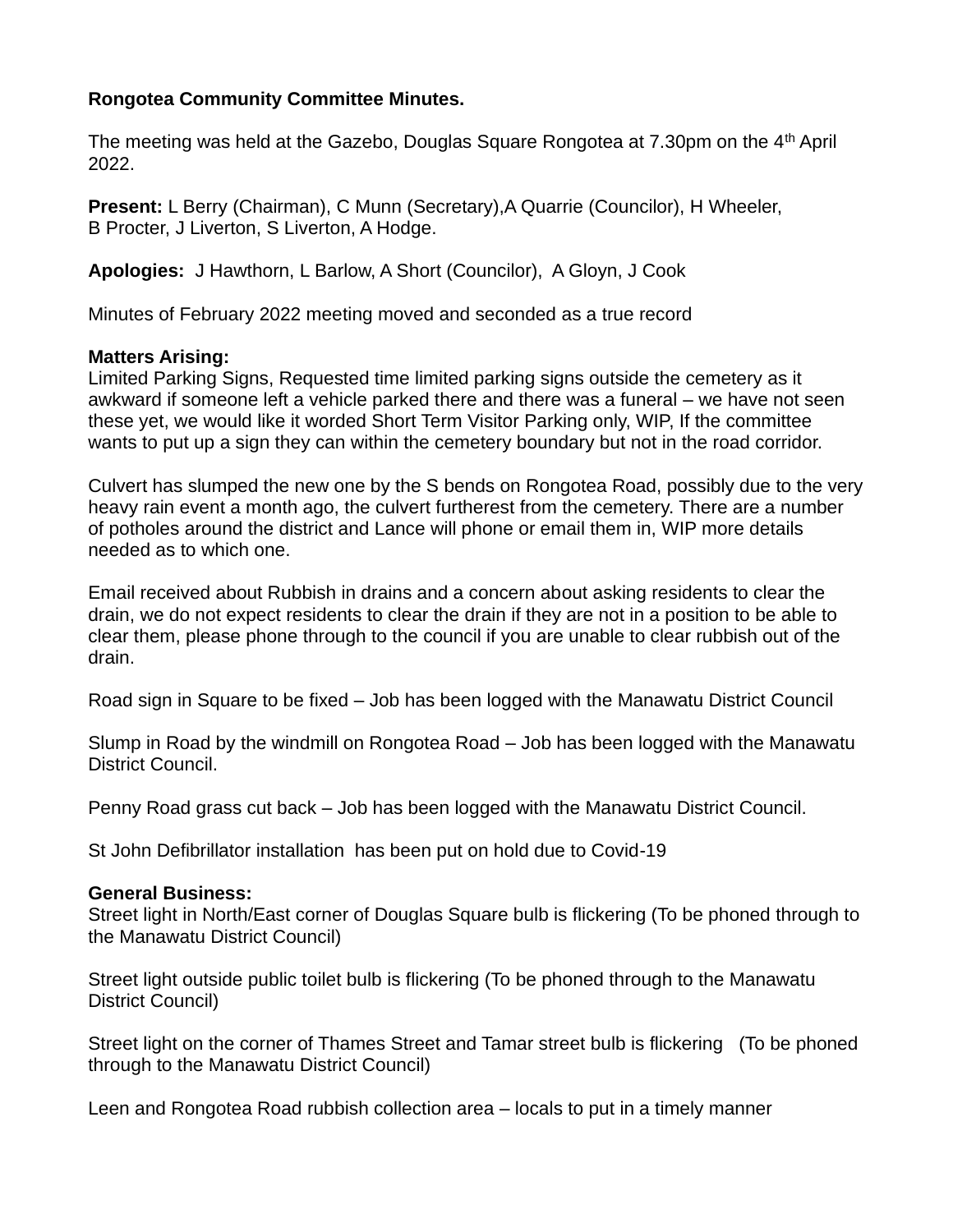**Rongotea Community Committee Minutes.**

The meeting was held at the Gazebo, Douglas Square Rongotea at 7.30pm on the 4th April 2022.

**Present:** L Berry (Chairman), C Munn (Secretary),A Quarrie (Councilor), H Wheeler, B Procter, J Liverton, S Liverton, A Hodge.

**Apologies:** J Hawthorn, L Barlow, A Short (Councilor), A Gloyn, J Cook

Minutes of February 2022 meeting moved and seconded as a true record

**Matters Arising:**
Limited Parking Signs, Requested time limited parking signs outside the cemetery as it awkward if someone left a vehicle parked there and there was a funeral – we have not seen these yet, we would like it worded Short Term Visitor Parking only, WIP, If the committee wants to put up a sign they can within the cemetery boundary but not in the road corridor.

Culvert has slumped the new one by the S bends on Rongotea Road, possibly due to the very heavy rain event a month ago, the culvert furtherest from the cemetery. There are a number of potholes around the district and Lance will phone or email them in, WIP more details needed as to which one.

Email received about Rubbish in drains and a concern about asking residents to clear the drain, we do not expect residents to clear the drain if they are not in a position to be able to clear them, please phone through to the council if you are unable to clear rubbish out of the drain.

Road sign in Square to be fixed – Job has been logged with the Manawatu District Council

Slump in Road by the windmill on Rongotea Road – Job has been logged with the Manawatu District Council.

Penny Road grass cut back – Job has been logged with the Manawatu District Council.

St John Defibrillator installation has been put on hold due to Covid-19

**General Business:**
Street light in North/East corner of Douglas Square bulb is flickering (To be phoned through to the Manawatu District Council)

Street light outside public toilet bulb is flickering (To be phoned through to the Manawatu District Council)

Street light on the corner of Thames Street and Tamar street bulb is flickering (To be phoned through to the Manawatu District Council)

Leen and Rongotea Road rubbish collection area – locals to put in a timely manner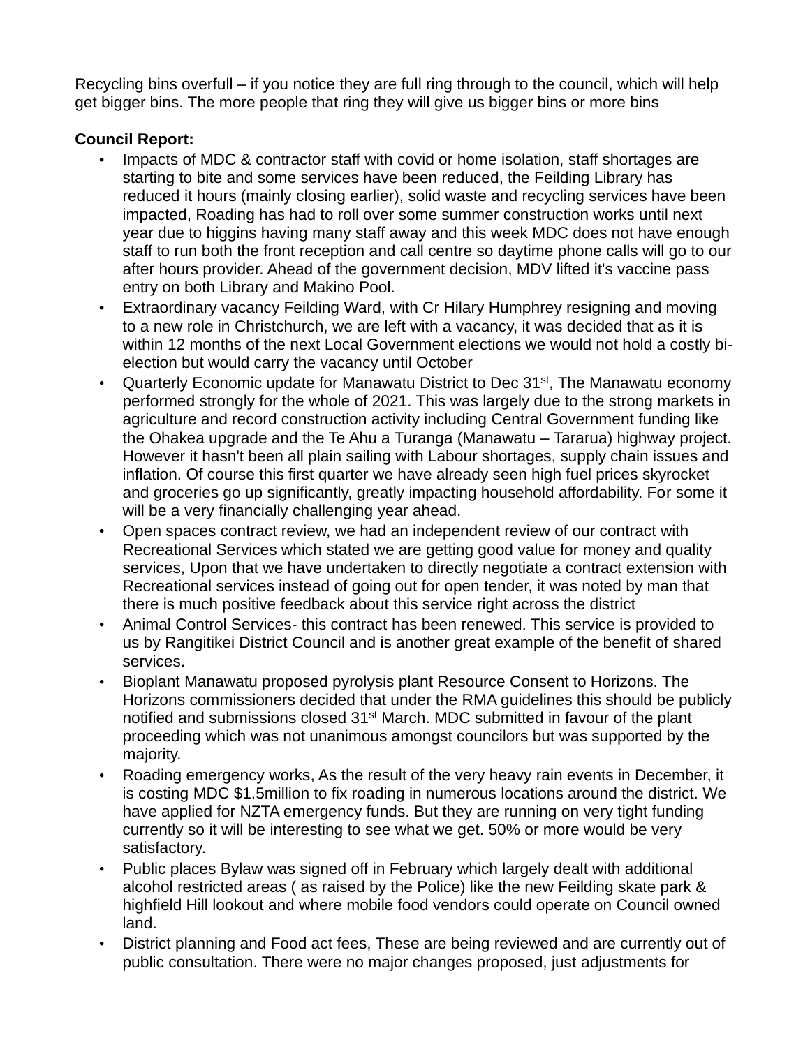Recycling bins overfull – if you notice they are full ring through to the council, which will help get bigger bins. The more people that ring they will give us bigger bins or more bins

**Council Report:**

- Impacts of MDC & contractor staff with covid or home isolation, staff shortages are starting to bite and some services have been reduced, the Feilding Library has reduced it hours (mainly closing earlier), solid waste and recycling services have been impacted, Roading has had to roll over some summer construction works until next year due to higgins having many staff away and this week MDC does not have enough staff to run both the front reception and call centre so daytime phone calls will go to our after hours provider. Ahead of the government decision, MDV lifted it's vaccine pass entry on both Library and Makino Pool.
- Extraordinary vacancy Feilding Ward, with Cr Hilary Humphrey resigning and moving to a new role in Christchurch, we are left with a vacancy, it was decided that as it is within 12 months of the next Local Government elections we would not hold a costly bi-election but would carry the vacancy until October
- Quarterly Economic update for Manawatu District to Dec 31st, The Manawatu economy performed strongly for the whole of 2021. This was largely due to the strong markets in agriculture and record construction activity including Central Government funding like the Ohakea upgrade and the Te Ahu a Turanga (Manawatu – Tararua) highway project. However it hasn't been all plain sailing with Labour shortages, supply chain issues and inflation. Of course this first quarter we have already seen high fuel prices skyrocket and groceries go up significantly, greatly impacting household affordability. For some it will be a very financially challenging year ahead.
- Open spaces contract review, we had an independent review of our contract with Recreational Services which stated we are getting good value for money and quality services, Upon that we have undertaken to directly negotiate a contract extension with Recreational services instead of going out for open tender, it was noted by man that there is much positive feedback about this service right across the district
- Animal Control Services- this contract has been renewed. This service is provided to us by Rangitikei District Council and is another great example of the benefit of shared services.
- Bioplant Manawatu proposed pyrolysis plant Resource Consent to Horizons. The Horizons commissioners decided that under the RMA guidelines this should be publicly notified and submissions closed 31st March. MDC submitted in favour of the plant proceeding which was not unanimous amongst councilors but was supported by the majority.
- Roading emergency works, As the result of the very heavy rain events in December, it is costing MDC $1.5million to fix roading in numerous locations around the district. We have applied for NZTA emergency funds. But they are running on very tight funding currently so it will be interesting to see what we get. 50% or more would be very satisfactory.
- Public places Bylaw was signed off in February which largely dealt with additional alcohol restricted areas ( as raised by the Police) like the new Feilding skate park & highfield Hill lookout and where mobile food vendors could operate on Council owned land.
- District planning and Food act fees, These are being reviewed and are currently out of public consultation. There were no major changes proposed, just adjustments for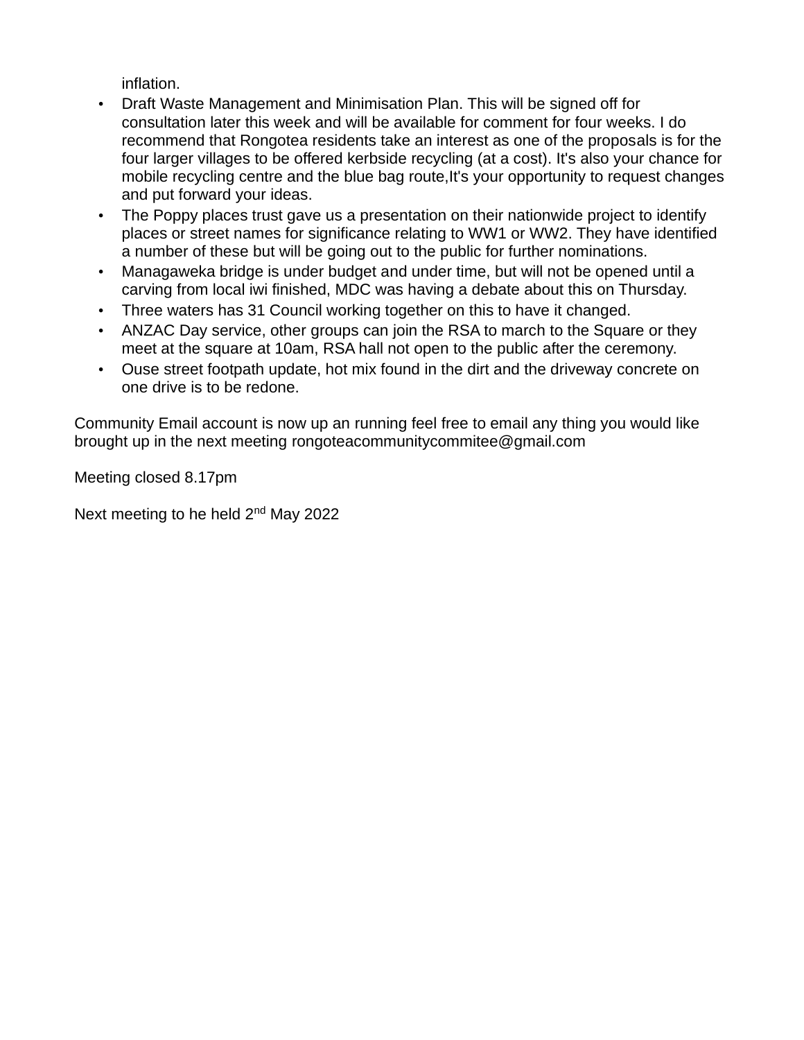inflation.

- Draft Waste Management and Minimisation Plan. This will be signed off for consultation later this week and will be available for comment for four weeks. I do recommend that Rongotea residents take an interest as one of the proposals is for the four larger villages to be offered kerbside recycling (at a cost). It's also your chance for mobile recycling centre and the blue bag route,It's your opportunity to request changes and put forward your ideas.
- The Poppy places trust gave us a presentation on their nationwide project to identify places or street names for significance relating to WW1 or WW2. They have identified a number of these but will be going out to the public for further nominations.
- Managaweka bridge is under budget and under time, but will not be opened until a carving from local iwi finished, MDC was having a debate about this on Thursday.
- Three waters has 31 Council working together on this to have it changed.
- ANZAC Day service, other groups can join the RSA to march to the Square or they meet at the square at 10am, RSA hall not open to the public after the ceremony.
- Ouse street footpath update, hot mix found in the dirt and the driveway concrete on one drive is to be redone.

Community Email account is now up an running feel free to email any thing you would like brought up in the next meeting rongoteacommunitycommitee@gmail.com

Meeting closed 8.17pm

Next meeting to he held 2nd May 2022